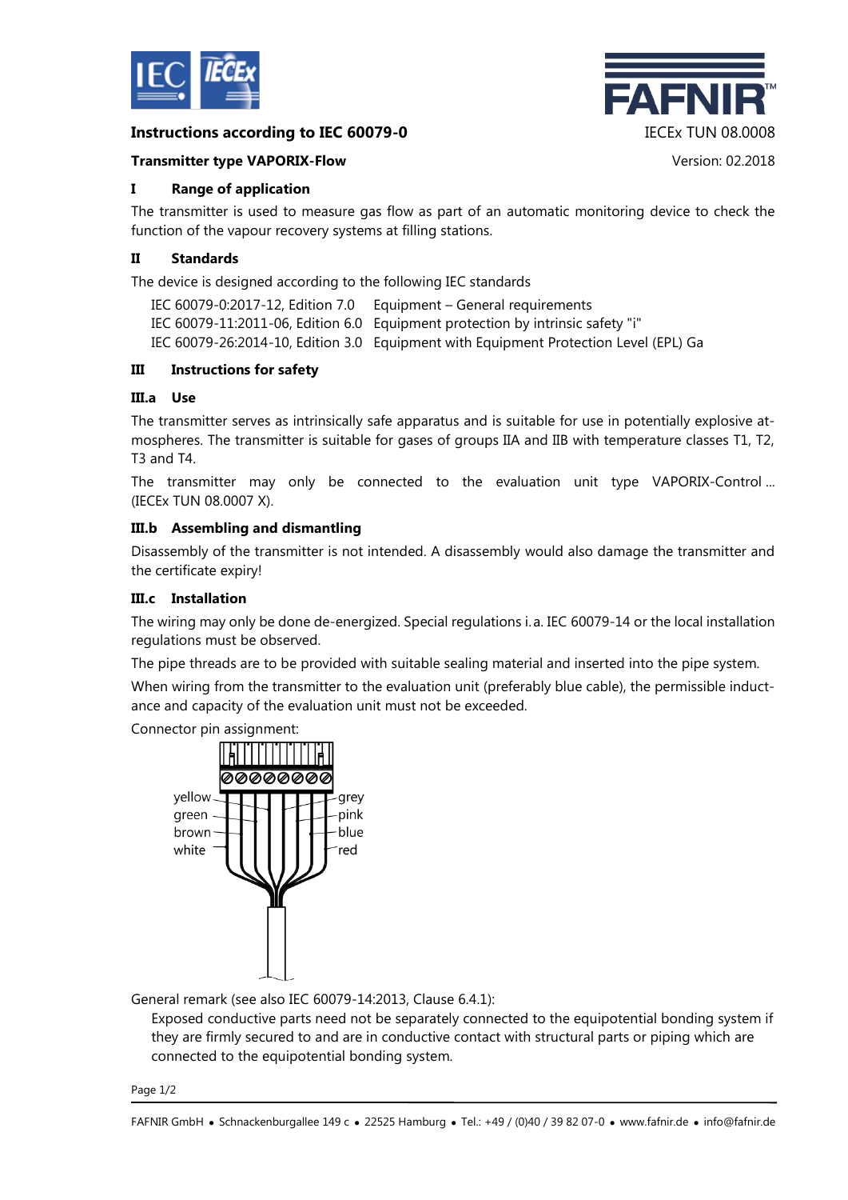**Instructions according to IEC 60079-0**

IECEx TUN 08.0008

**Transmitter type VAPORIX-Flow**

Version: 02.2018

## I Range of application

The transmitter is used to measure gas flow as part of an automatic monitoring device to check the function of the vapour recovery systems at filling stations.

## II Standards

The device is designed according to the following IEC standards

| | |
|---|---|
| IEC 60079-0:2017-12, Edition 7.0 | Equipment – General requirements |
| IEC 60079-11:2011-06, Edition 6.0 | Equipment protection by intrinsic safety "i" |
| IEC 60079-26:2014-10, Edition 3.0 | Equipment with Equipment Protection Level (EPL) Ga |

## III Instructions for safety

### III.a Use

The transmitter serves as intrinsically safe apparatus and is suitable for use in potentially explosive atmospheres. The transmitter is suitable for gases of groups IIA and IIB with temperature classes T1, T2, T3 and T4.

The transmitter may only be connected to the evaluation unit type VAPORIX-Control ... (IECEx TUN 08.0007 X).

### III.b Assembling and dismantling

Disassembly of the transmitter is not intended. A disassembly would also damage the transmitter and the certificate expiry!

### III.c Installation

The wiring may only be done de-energized. Special regulations i. a. IEC 60079-14 or the local installation regulations must be observed.

The pipe threads are to be provided with suitable sealing material and inserted into the pipe system.

When wiring from the transmitter to the evaluation unit (preferably blue cable), the permissible inductance and capacity of the evaluation unit must not be exceeded.

Connector pin assignment:

yellow, green, brown, white, grey, pink, blue, red

General remark (see also IEC 60079-14:2013, Clause 6.4.1):

> Exposed conductive parts need not be separately connected to the equipotential bonding system if they are firmly secured to and are in conductive contact with structural parts or piping which are connected to the equipotential bonding system.

FAFNIR GmbH • Schnackenburgallee 149 c • 22525 Hamburg • Tel.: +49 / (0)40 / 39 82 07-0 • www.fafnir.de • info@fafnir.de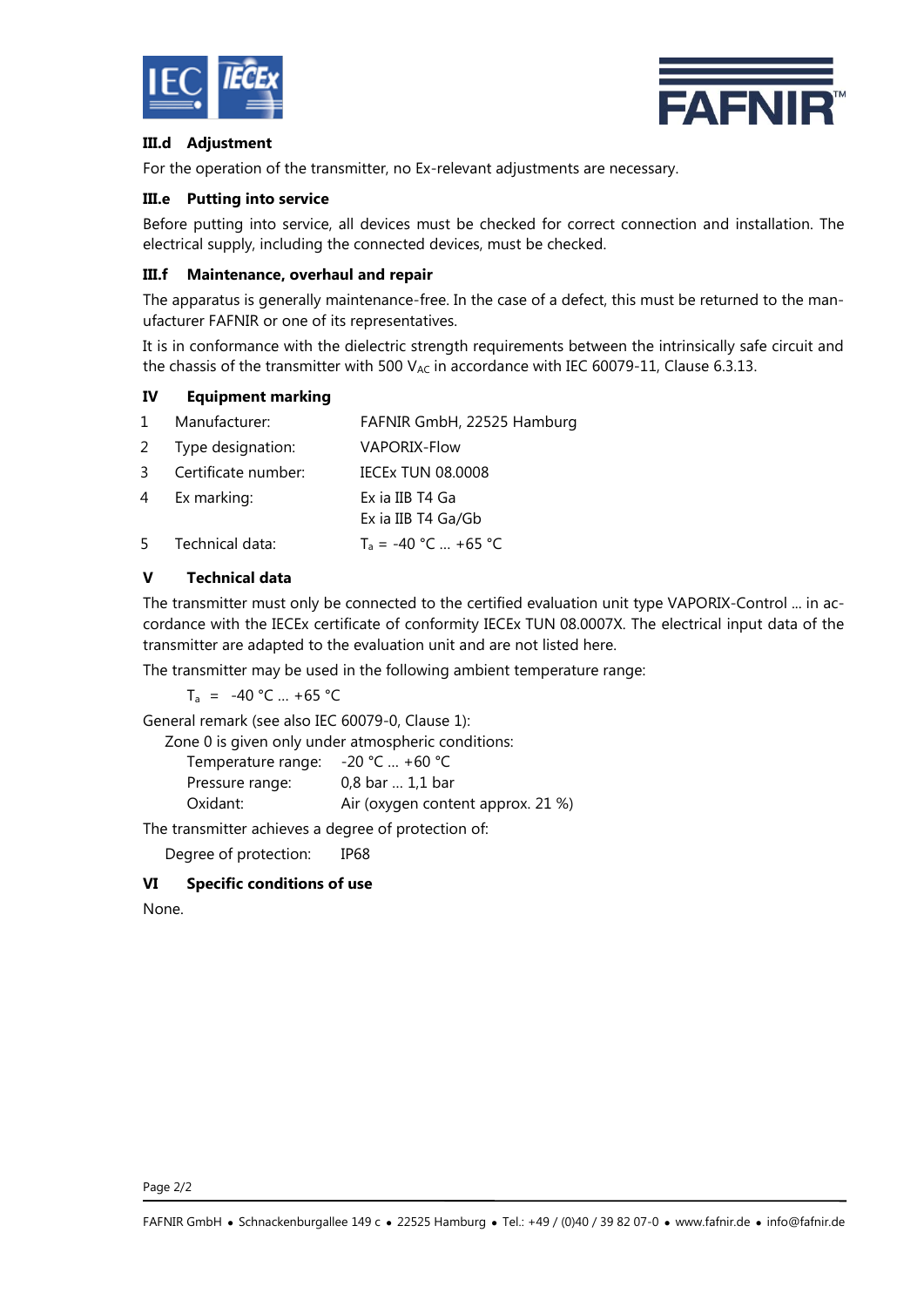### III.d Adjustment

For the operation of the transmitter, no Ex-relevant adjustments are necessary.

### III.e Putting into service

Before putting into service, all devices must be checked for correct connection and installation. The electrical supply, including the connected devices, must be checked.

### III.f Maintenance, overhaul and repair

The apparatus is generally maintenance-free. In the case of a defect, this must be returned to the manufacturer FAFNIR or one of its representatives.

It is in conformance with the dielectric strength requirements between the intrinsically safe circuit and the chassis of the transmitter with 500 $V_{AC}$ in accordance with IEC 60079-11, Clause 6.3.13.

## IV Equipment marking

| | | |
|---|---|---|
| 1 | Manufacturer: | FAFNIR GmbH, 22525 Hamburg |
| 2 | Type designation: | VAPORIX-Flow |
| 3 | Certificate number: | IECEx TUN 08.0008 |
| 4 | Ex marking: | Ex ia IIB T4 Ga<br>Ex ia IIB T4 Ga/Gb |
| 5 | Technical data: | $T_a$ = -40 °C ... +65 °C |

## V Technical data

The transmitter must only be connected to the certified evaluation unit type VAPORIX-Control ... in accordance with the IECEx certificate of conformity IECEx TUN 08.0007X. The electrical input data of the transmitter are adapted to the evaluation unit and are not listed here.

The transmitter may be used in the following ambient temperature range:

$T_a$ = -40 °C ... +65 °C

General remark (see also IEC 60079-0, Clause 1):

Zone 0 is given only under atmospheric conditions:

| | |
|---|---|
| Temperature range: | -20 °C ... +60 °C |
| Pressure range: | 0,8 bar ... 1,1 bar |
| Oxidant: | Air (oxygen content approx. 21 %) |

The transmitter achieves a degree of protection of:

Degree of protection: IP68

## VI Specific conditions of use

None.